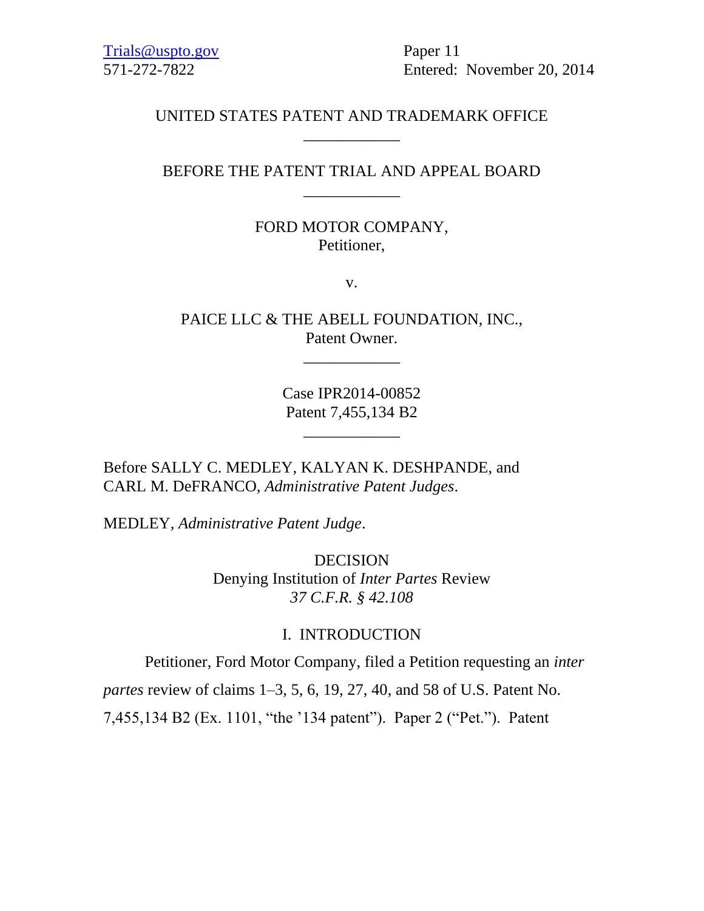Trials@uspto.gov
571-272-7822

Paper 11
Entered: November 20, 2014

UNITED STATES PATENT AND TRADEMARK OFFICE

____________

BEFORE THE PATENT TRIAL AND APPEAL BOARD

____________

FORD MOTOR COMPANY,
Petitioner,

v.

PAICE LLC & THE ABELL FOUNDATION, INC.,
Patent Owner.

____________

Case IPR2014-00852
Patent 7,455,134 B2

____________

Before SALLY C. MEDLEY, KALYAN K. DESHPANDE, and CARL M. DeFRANCO, *Administrative Patent Judges*.

MEDLEY, *Administrative Patent Judge*.

DECISION
Denying Institution of *Inter Partes* Review
*37 C.F.R. § 42.108*

## I. INTRODUCTION

Petitioner, Ford Motor Company, filed a Petition requesting an *inter partes* review of claims 1–3, 5, 6, 19, 27, 40, and 58 of U.S. Patent No. 7,455,134 B2 (Ex. 1101, "the '134 patent"). Paper 2 ("Pet."). Patent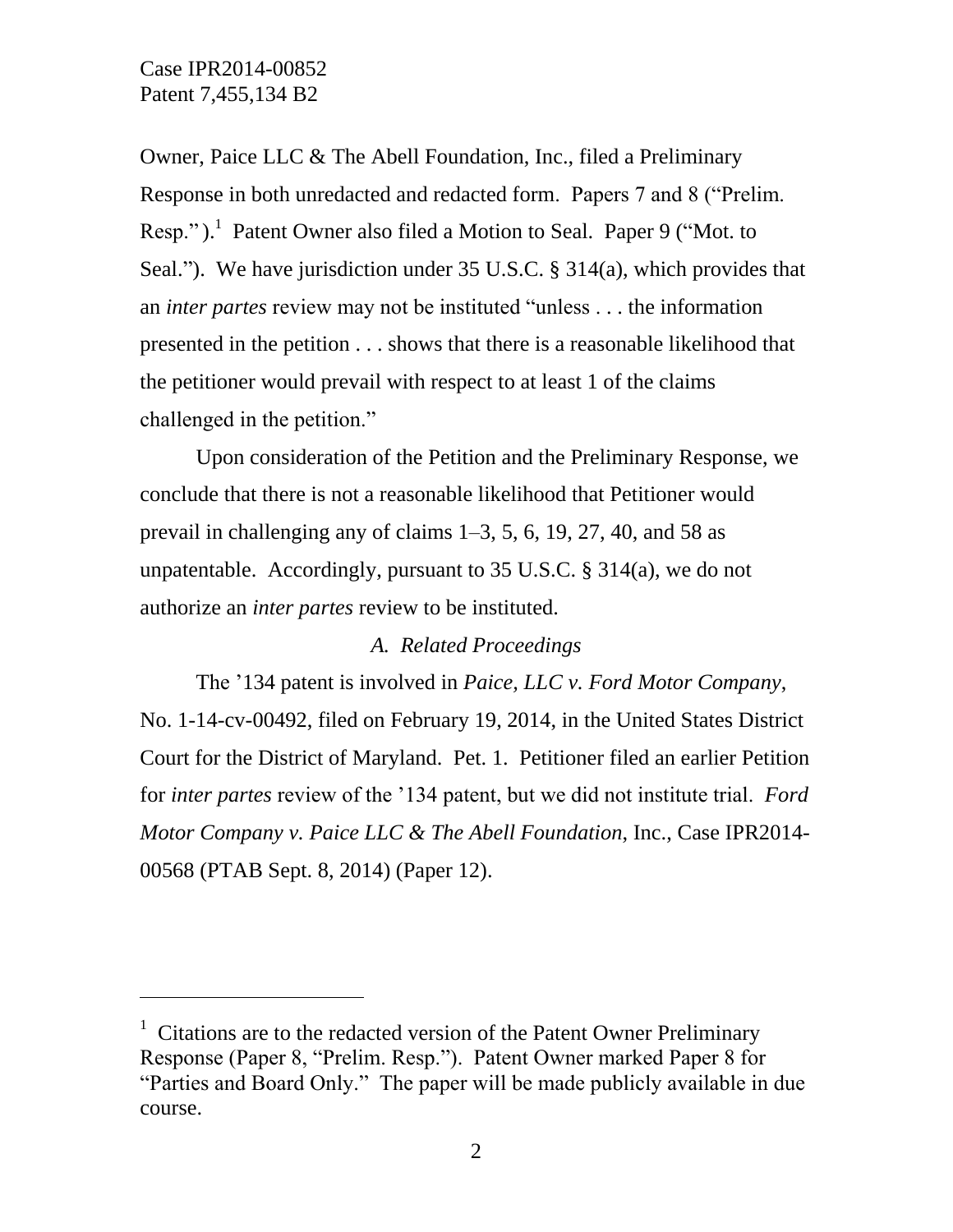Owner, Paice LLC & The Abell Foundation, Inc., filed a Preliminary Response in both unredacted and redacted form. Papers 7 and 8 ("Prelim. Resp.").[1] Patent Owner also filed a Motion to Seal. Paper 9 ("Mot. to Seal."). We have jurisdiction under 35 U.S.C. § 314(a), which provides that an *inter partes* review may not be instituted "unless . . . the information presented in the petition . . . shows that there is a reasonable likelihood that the petitioner would prevail with respect to at least 1 of the claims challenged in the petition."

Upon consideration of the Petition and the Preliminary Response, we conclude that there is not a reasonable likelihood that Petitioner would prevail in challenging any of claims 1–3, 5, 6, 19, 27, 40, and 58 as unpatentable. Accordingly, pursuant to 35 U.S.C. § 314(a), we do not authorize an *inter partes* review to be instituted.

### *A. Related Proceedings*

The '134 patent is involved in *Paice, LLC v. Ford Motor Company*, No. 1-14-cv-00492, filed on February 19, 2014, in the United States District Court for the District of Maryland. Pet. 1. Petitioner filed an earlier Petition for *inter partes* review of the '134 patent, but we did not institute trial. *Ford Motor Company v. Paice LLC & The Abell Foundation*, Inc., Case IPR2014-00568 (PTAB Sept. 8, 2014) (Paper 12).

---

[1] Citations are to the redacted version of the Patent Owner Preliminary Response (Paper 8, "Prelim. Resp."). Patent Owner marked Paper 8 for "Parties and Board Only." The paper will be made publicly available in due course.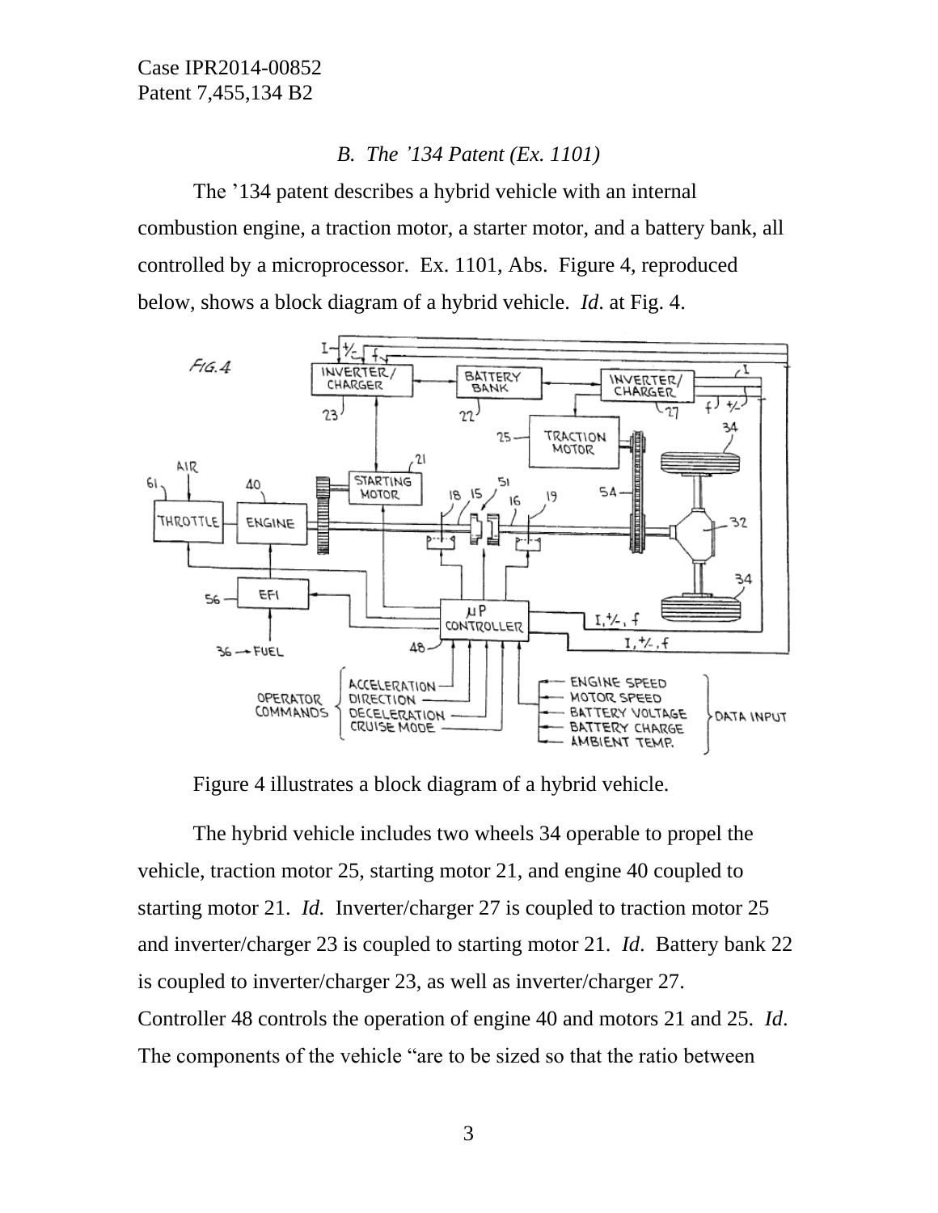### *B. The '134 Patent (Ex. 1101)*

The '134 patent describes a hybrid vehicle with an internal combustion engine, a traction motor, a starter motor, and a battery bank, all controlled by a microprocessor. Ex. 1101, Abs. Figure 4, reproduced below, shows a block diagram of a hybrid vehicle. *Id*. at Fig. 4.

Figure 4 illustrates a block diagram of a hybrid vehicle.

The hybrid vehicle includes two wheels 34 operable to propel the vehicle, traction motor 25, starting motor 21, and engine 40 coupled to starting motor 21. *Id.* Inverter/charger 27 is coupled to traction motor 25 and inverter/charger 23 is coupled to starting motor 21. *Id*. Battery bank 22 is coupled to inverter/charger 23, as well as inverter/charger 27. Controller 48 controls the operation of engine 40 and motors 21 and 25. *Id*. The components of the vehicle "are to be sized so that the ratio between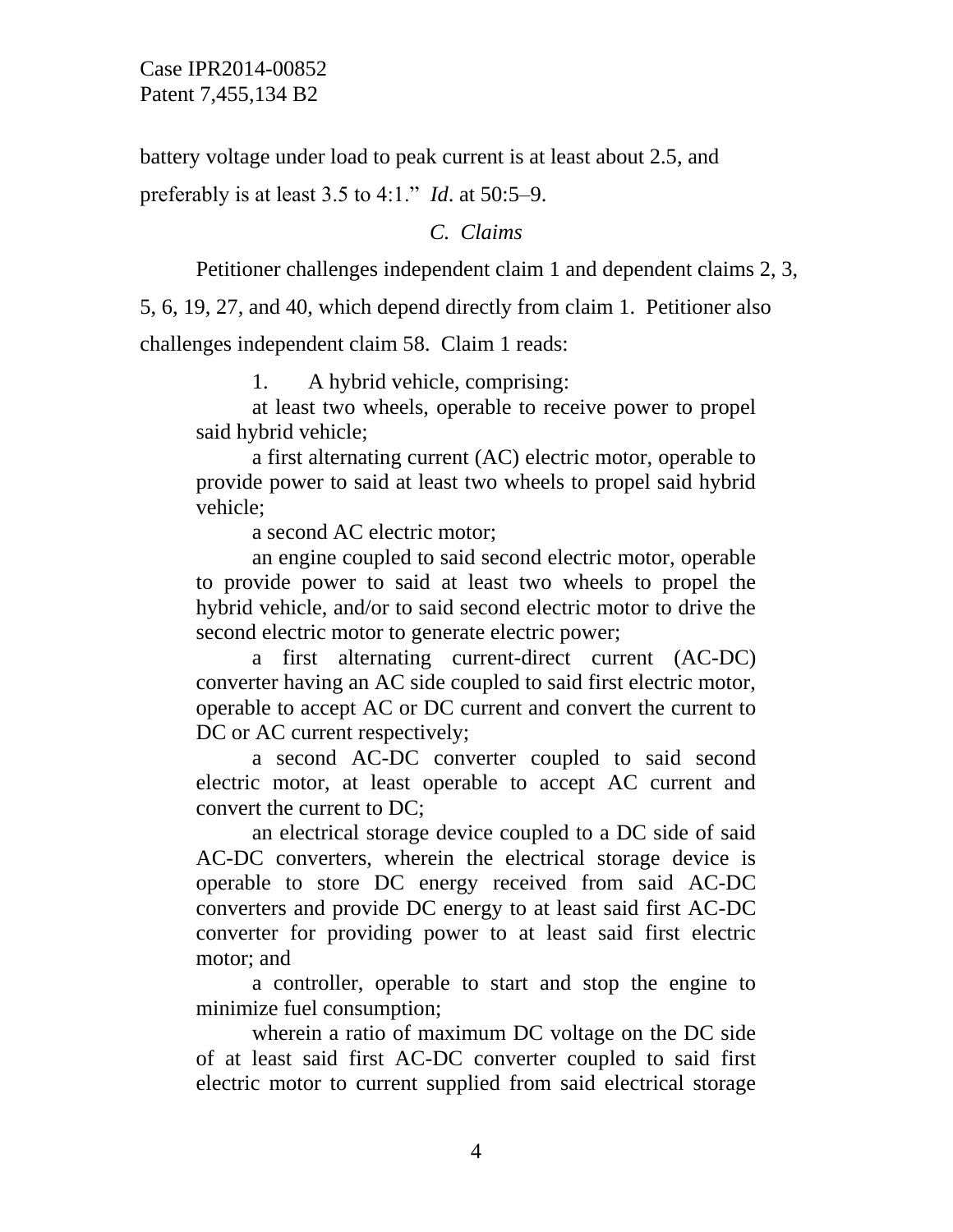battery voltage under load to peak current is at least about 2.5, and preferably is at least 3.5 to 4:1." *Id*. at 50:5–9.

### *C. Claims*

Petitioner challenges independent claim 1 and dependent claims 2, 3, 5, 6, 19, 27, and 40, which depend directly from claim 1. Petitioner also challenges independent claim 58. Claim 1 reads:

> 1. A hybrid vehicle, comprising:
>
> at least two wheels, operable to receive power to propel said hybrid vehicle;
>
> a first alternating current (AC) electric motor, operable to provide power to said at least two wheels to propel said hybrid vehicle;
>
> a second AC electric motor;
>
> an engine coupled to said second electric motor, operable to provide power to said at least two wheels to propel the hybrid vehicle, and/or to said second electric motor to drive the second electric motor to generate electric power;
>
> a first alternating current-direct current (AC-DC) converter having an AC side coupled to said first electric motor, operable to accept AC or DC current and convert the current to DC or AC current respectively;
>
> a second AC-DC converter coupled to said second electric motor, at least operable to accept AC current and convert the current to DC;
>
> an electrical storage device coupled to a DC side of said AC-DC converters, wherein the electrical storage device is operable to store DC energy received from said AC-DC converters and provide DC energy to at least said first AC-DC converter for providing power to at least said first electric motor; and
>
> a controller, operable to start and stop the engine to minimize fuel consumption;
>
> wherein a ratio of maximum DC voltage on the DC side of at least said first AC-DC converter coupled to said first electric motor to current supplied from said electrical storage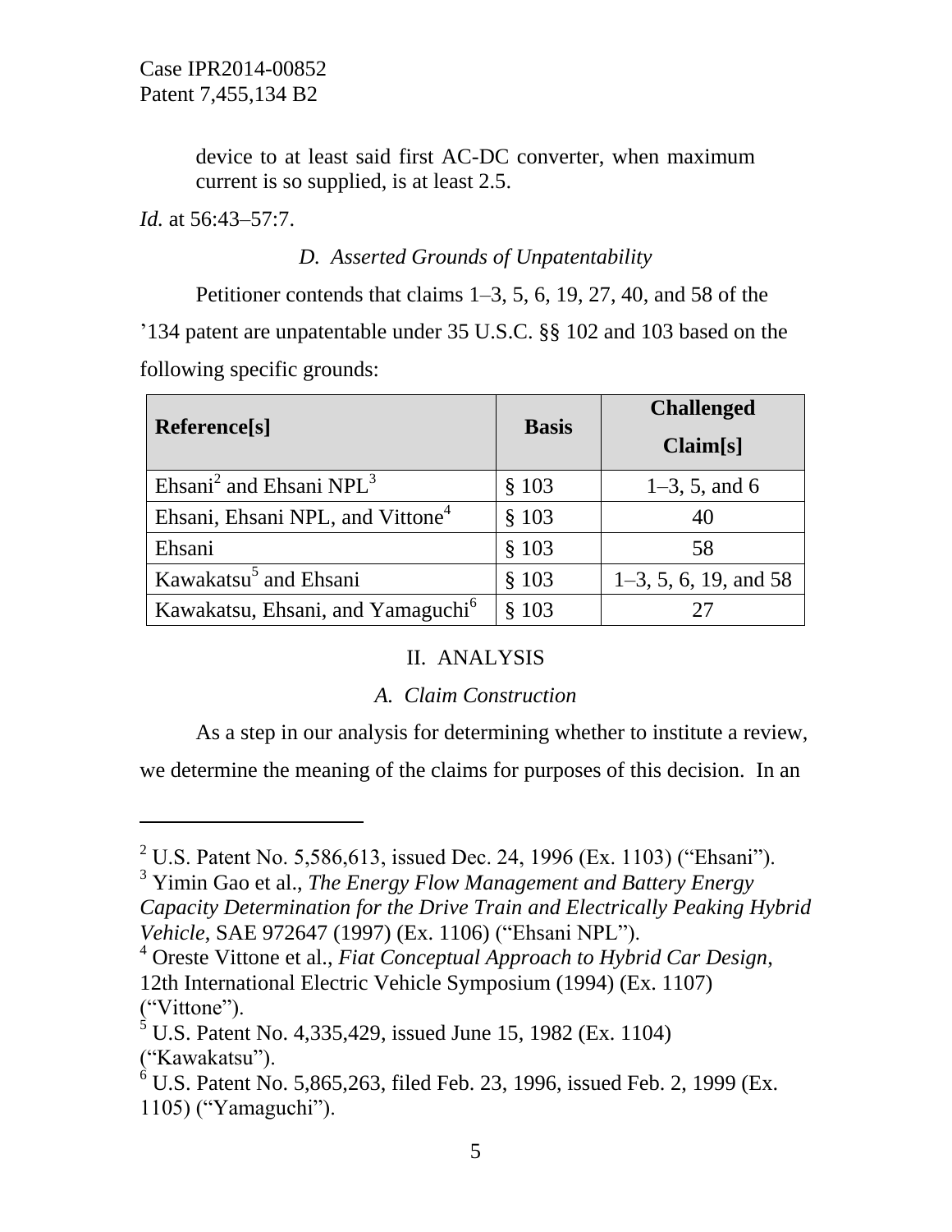device to at least said first AC-DC converter, when maximum current is so supplied, is at least 2.5.

*Id.* at 56:43–57:7.

### *D. Asserted Grounds of Unpatentability*

Petitioner contends that claims 1–3, 5, 6, 19, 27, 40, and 58 of the ’134 patent are unpatentable under 35 U.S.C. §§ 102 and 103 based on the following specific grounds:

| **Reference[s]** | **Basis** | **Challenged Claim[s]** |
|---|---|---|
| Ehsani[2] and Ehsani NPL[3] | § 103 | 1–3, 5, and 6 |
| Ehsani, Ehsani NPL, and Vittone[4] | § 103 | 40 |
| Ehsani | § 103 | 58 |
| Kawakatsu[5] and Ehsani | § 103 | 1–3, 5, 6, 19, and 58 |
| Kawakatsu, Ehsani, and Yamaguchi[6] | § 103 | 27 |

## II. ANALYSIS

### *A. Claim Construction*

As a step in our analysis for determining whether to institute a review, we determine the meaning of the claims for purposes of this decision. In an

---

[2] U.S. Patent No. 5,586,613, issued Dec. 24, 1996 (Ex. 1103) (“Ehsani”).

[3] Yimin Gao et al., *The Energy Flow Management and Battery Energy Capacity Determination for the Drive Train and Electrically Peaking Hybrid Vehicle*, SAE 972647 (1997) (Ex. 1106) (“Ehsani NPL”).

[4] Oreste Vittone et al., *Fiat Conceptual Approach to Hybrid Car Design*, 12th International Electric Vehicle Symposium (1994) (Ex. 1107) (“Vittone”).

[5] U.S. Patent No. 4,335,429, issued June 15, 1982 (Ex. 1104) (“Kawakatsu”).

[6] U.S. Patent No. 5,865,263, filed Feb. 23, 1996, issued Feb. 2, 1999 (Ex. 1105) (“Yamaguchi”).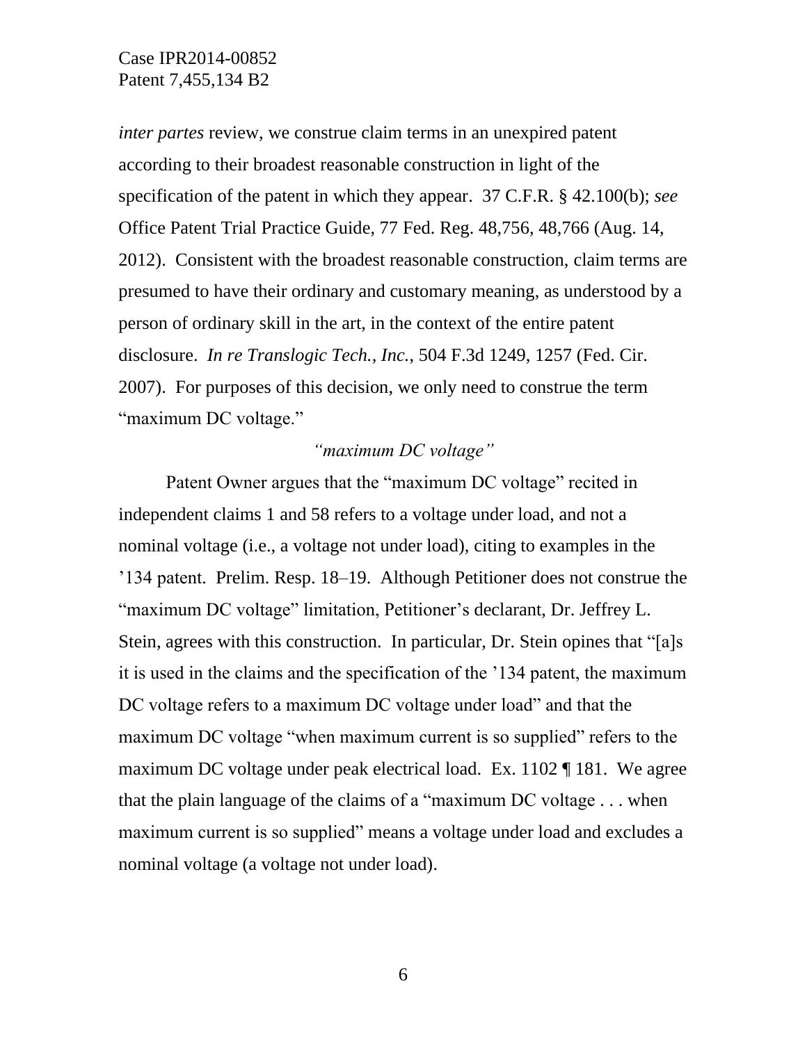*inter partes* review, we construe claim terms in an unexpired patent according to their broadest reasonable construction in light of the specification of the patent in which they appear. 37 C.F.R. § 42.100(b); *see* Office Patent Trial Practice Guide, 77 Fed. Reg. 48,756, 48,766 (Aug. 14, 2012). Consistent with the broadest reasonable construction, claim terms are presumed to have their ordinary and customary meaning, as understood by a person of ordinary skill in the art, in the context of the entire patent disclosure. *In re Translogic Tech., Inc.*, 504 F.3d 1249, 1257 (Fed. Cir. 2007). For purposes of this decision, we only need to construe the term "maximum DC voltage."

*"maximum DC voltage"*

Patent Owner argues that the "maximum DC voltage" recited in independent claims 1 and 58 refers to a voltage under load, and not a nominal voltage (i.e., a voltage not under load), citing to examples in the '134 patent. Prelim. Resp. 18–19. Although Petitioner does not construe the "maximum DC voltage" limitation, Petitioner's declarant, Dr. Jeffrey L. Stein, agrees with this construction. In particular, Dr. Stein opines that "[a]s it is used in the claims and the specification of the '134 patent, the maximum DC voltage refers to a maximum DC voltage under load" and that the maximum DC voltage "when maximum current is so supplied" refers to the maximum DC voltage under peak electrical load. Ex. 1102 ¶ 181. We agree that the plain language of the claims of a "maximum DC voltage . . . when maximum current is so supplied" means a voltage under load and excludes a nominal voltage (a voltage not under load).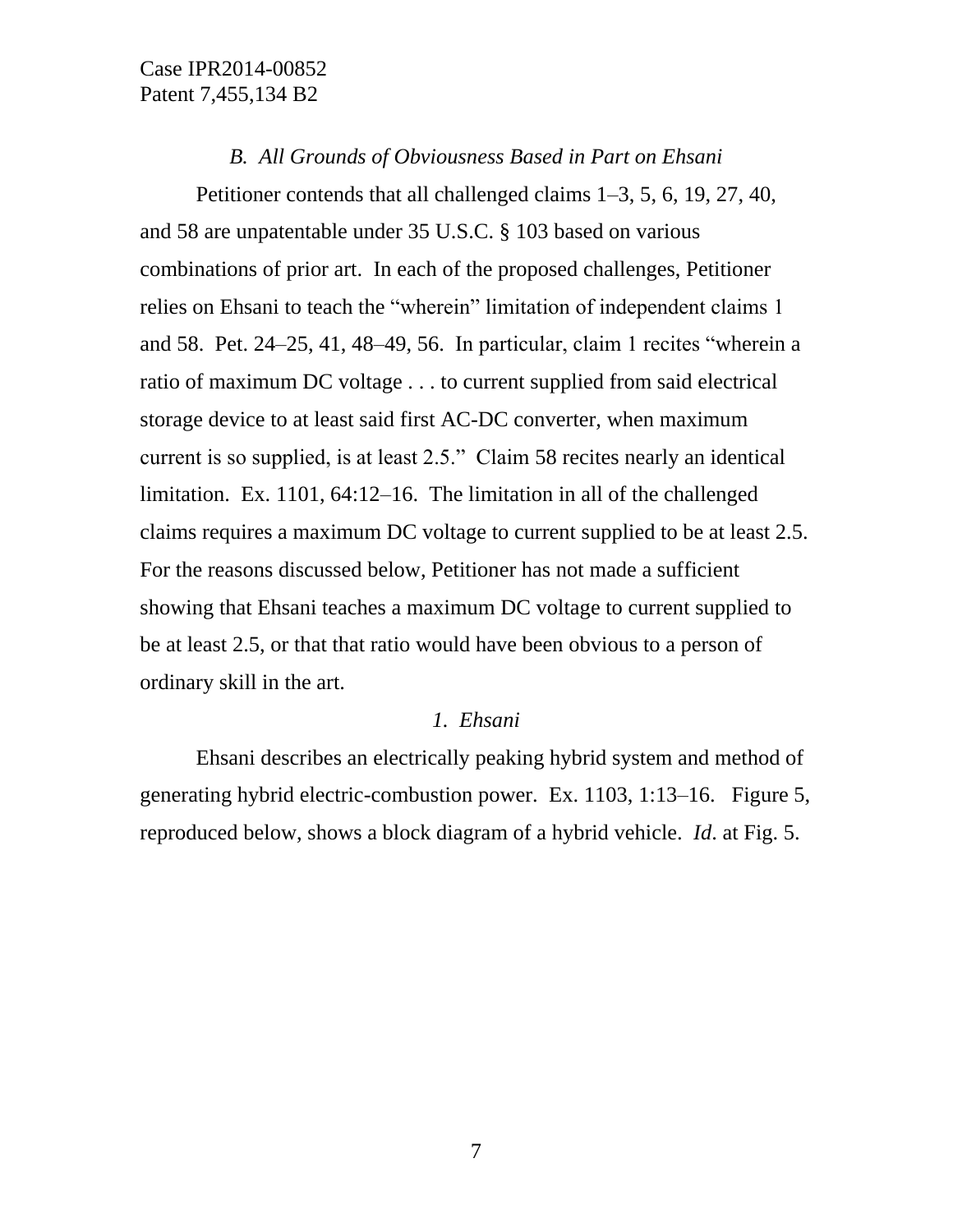*B. All Grounds of Obviousness Based in Part on Ehsani*

Petitioner contends that all challenged claims 1–3, 5, 6, 19, 27, 40, and 58 are unpatentable under 35 U.S.C. § 103 based on various combinations of prior art. In each of the proposed challenges, Petitioner relies on Ehsani to teach the "wherein" limitation of independent claims 1 and 58. Pet. 24–25, 41, 48–49, 56. In particular, claim 1 recites "wherein a ratio of maximum DC voltage . . . to current supplied from said electrical storage device to at least said first AC-DC converter, when maximum current is so supplied, is at least 2.5." Claim 58 recites nearly an identical limitation. Ex. 1101, 64:12–16. The limitation in all of the challenged claims requires a maximum DC voltage to current supplied to be at least 2.5. For the reasons discussed below, Petitioner has not made a sufficient showing that Ehsani teaches a maximum DC voltage to current supplied to be at least 2.5, or that that ratio would have been obvious to a person of ordinary skill in the art.

*1. Ehsani*

Ehsani describes an electrically peaking hybrid system and method of generating hybrid electric-combustion power. Ex. 1103, 1:13–16. Figure 5, reproduced below, shows a block diagram of a hybrid vehicle. *Id*. at Fig. 5.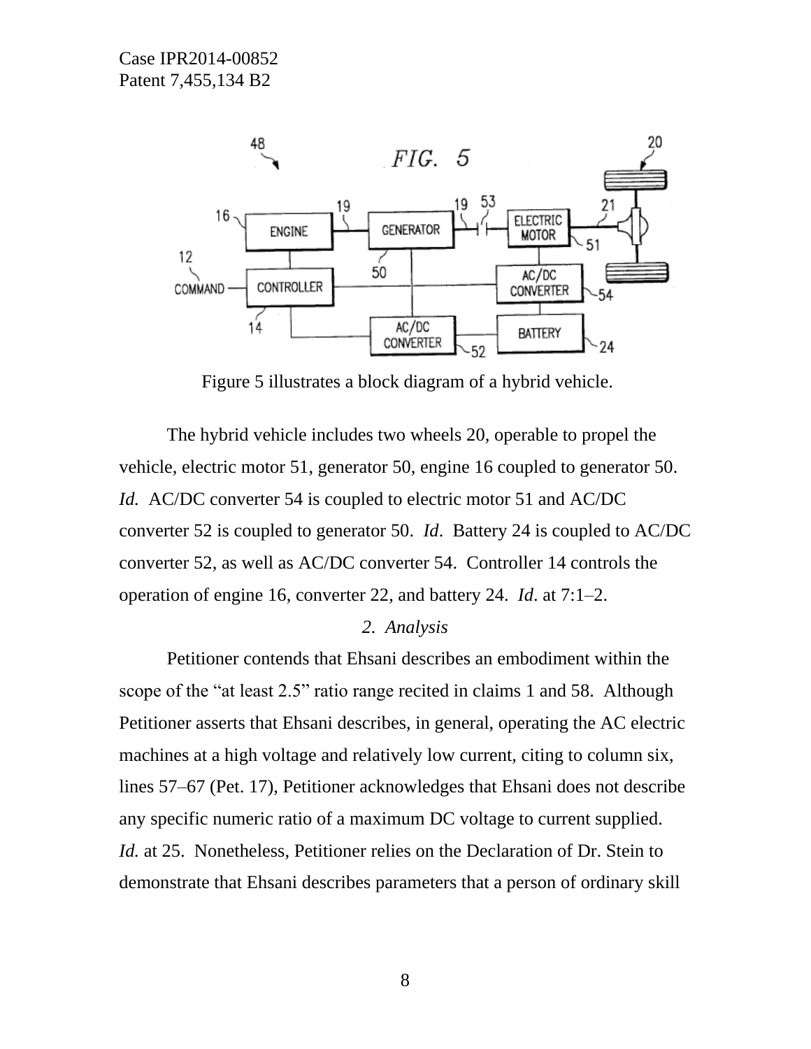Figure 5 illustrates a block diagram of a hybrid vehicle.

The hybrid vehicle includes two wheels 20, operable to propel the vehicle, electric motor 51, generator 50, engine 16 coupled to generator 50. *Id.* AC/DC converter 54 is coupled to electric motor 51 and AC/DC converter 52 is coupled to generator 50. *Id*. Battery 24 is coupled to AC/DC converter 52, as well as AC/DC converter 54. Controller 14 controls the operation of engine 16, converter 22, and battery 24. *Id*. at 7:1–2.

*2. Analysis*

Petitioner contends that Ehsani describes an embodiment within the scope of the "at least 2.5" ratio range recited in claims 1 and 58. Although Petitioner asserts that Ehsani describes, in general, operating the AC electric machines at a high voltage and relatively low current, citing to column six, lines 57–67 (Pet. 17), Petitioner acknowledges that Ehsani does not describe any specific numeric ratio of a maximum DC voltage to current supplied. *Id.* at 25. Nonetheless, Petitioner relies on the Declaration of Dr. Stein to demonstrate that Ehsani describes parameters that a person of ordinary skill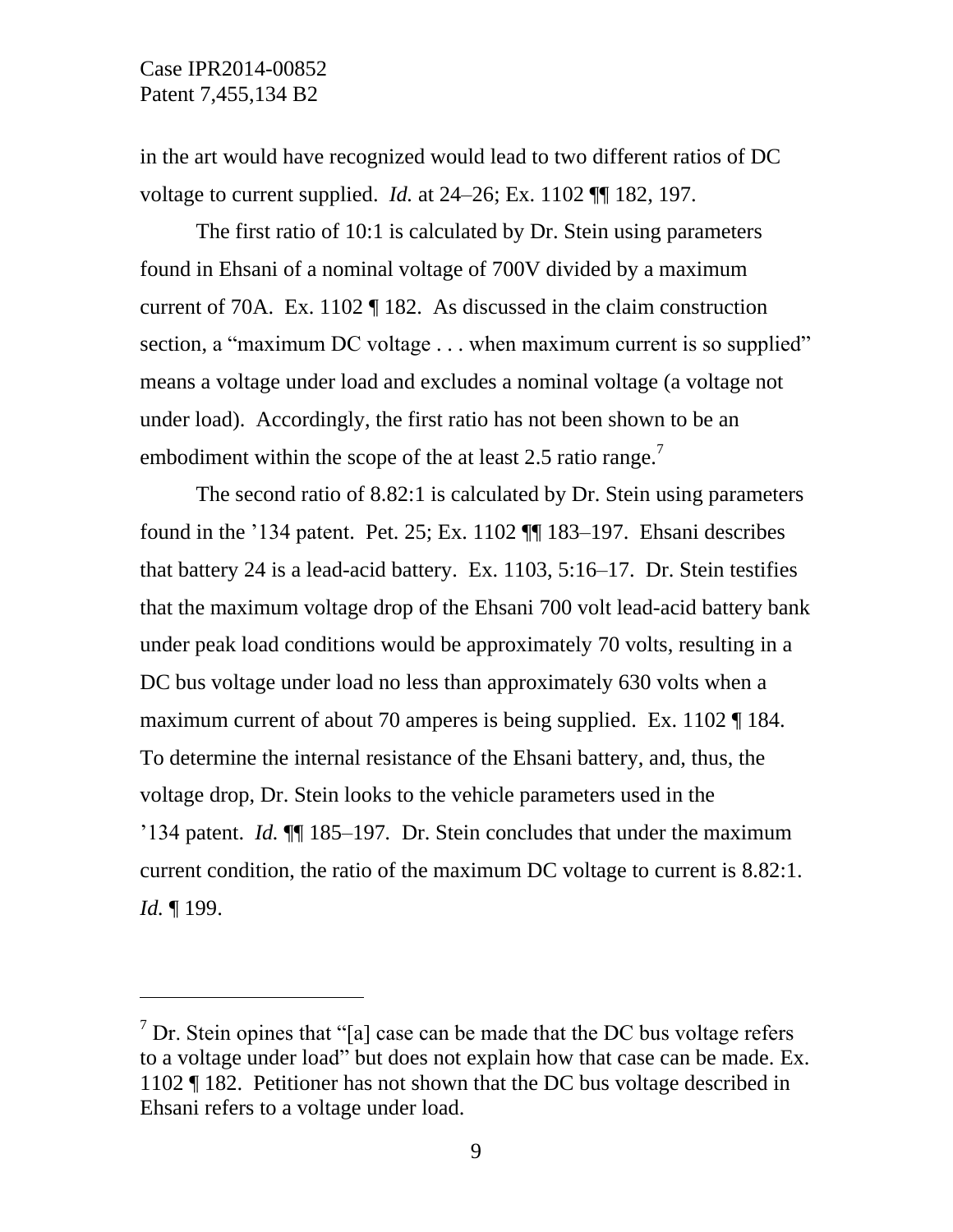in the art would have recognized would lead to two different ratios of DC voltage to current supplied. *Id.* at 24–26; Ex. 1102 ¶¶ 182, 197.

The first ratio of 10:1 is calculated by Dr. Stein using parameters found in Ehsani of a nominal voltage of 700V divided by a maximum current of 70A. Ex. 1102 ¶ 182. As discussed in the claim construction section, a "maximum DC voltage . . . when maximum current is so supplied" means a voltage under load and excludes a nominal voltage (a voltage not under load). Accordingly, the first ratio has not been shown to be an embodiment within the scope of the at least 2.5 ratio range.[7]

The second ratio of 8.82:1 is calculated by Dr. Stein using parameters found in the '134 patent. Pet. 25; Ex. 1102 ¶¶ 183–197. Ehsani describes that battery 24 is a lead-acid battery. Ex. 1103, 5:16–17. Dr. Stein testifies that the maximum voltage drop of the Ehsani 700 volt lead-acid battery bank under peak load conditions would be approximately 70 volts, resulting in a DC bus voltage under load no less than approximately 630 volts when a maximum current of about 70 amperes is being supplied. Ex. 1102 ¶ 184. To determine the internal resistance of the Ehsani battery, and, thus, the voltage drop, Dr. Stein looks to the vehicle parameters used in the '134 patent. *Id.* ¶¶ 185–197. Dr. Stein concludes that under the maximum current condition, the ratio of the maximum DC voltage to current is 8.82:1. *Id.* ¶ 199.

---

[7] Dr. Stein opines that "[a] case can be made that the DC bus voltage refers to a voltage under load" but does not explain how that case can be made. Ex. 1102 ¶ 182. Petitioner has not shown that the DC bus voltage described in Ehsani refers to a voltage under load.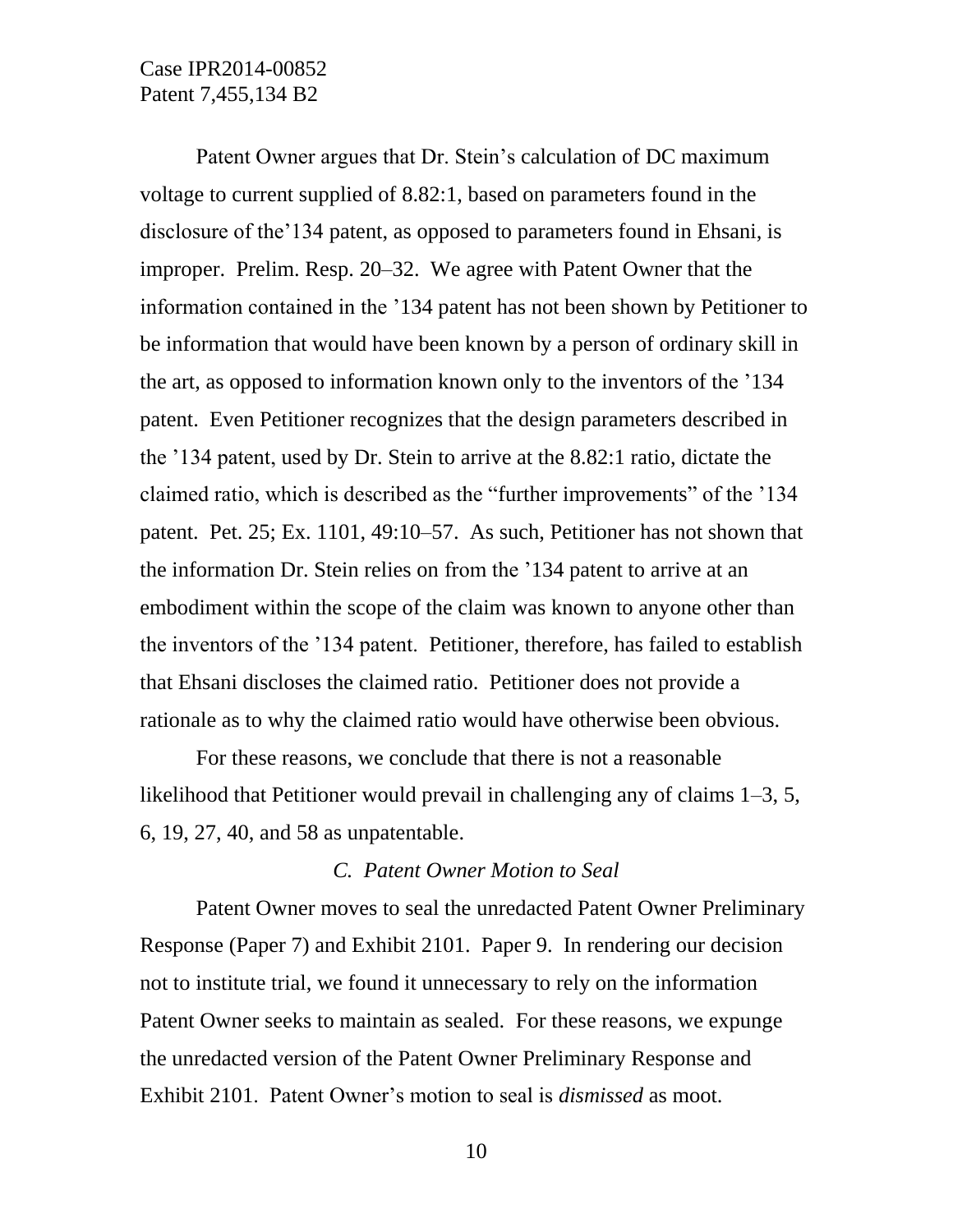Patent Owner argues that Dr. Stein's calculation of DC maximum voltage to current supplied of 8.82:1, based on parameters found in the disclosure of the'134 patent, as opposed to parameters found in Ehsani, is improper. Prelim. Resp. 20–32. We agree with Patent Owner that the information contained in the '134 patent has not been shown by Petitioner to be information that would have been known by a person of ordinary skill in the art, as opposed to information known only to the inventors of the '134 patent. Even Petitioner recognizes that the design parameters described in the '134 patent, used by Dr. Stein to arrive at the 8.82:1 ratio, dictate the claimed ratio, which is described as the "further improvements" of the '134 patent. Pet. 25; Ex. 1101, 49:10–57. As such, Petitioner has not shown that the information Dr. Stein relies on from the '134 patent to arrive at an embodiment within the scope of the claim was known to anyone other than the inventors of the '134 patent. Petitioner, therefore, has failed to establish that Ehsani discloses the claimed ratio. Petitioner does not provide a rationale as to why the claimed ratio would have otherwise been obvious.

For these reasons, we conclude that there is not a reasonable likelihood that Petitioner would prevail in challenging any of claims 1–3, 5, 6, 19, 27, 40, and 58 as unpatentable.

### *C. Patent Owner Motion to Seal*

Patent Owner moves to seal the unredacted Patent Owner Preliminary Response (Paper 7) and Exhibit 2101. Paper 9. In rendering our decision not to institute trial, we found it unnecessary to rely on the information Patent Owner seeks to maintain as sealed. For these reasons, we expunge the unredacted version of the Patent Owner Preliminary Response and Exhibit 2101. Patent Owner's motion to seal is *dismissed* as moot.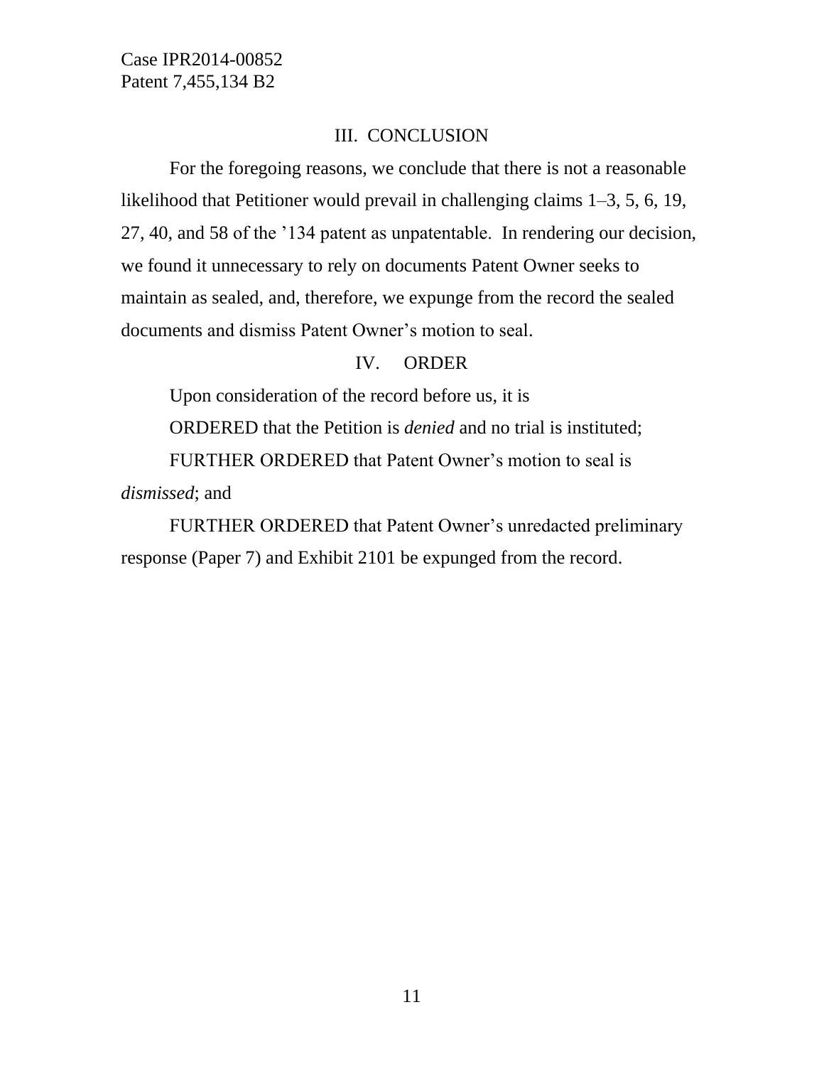## III. CONCLUSION

For the foregoing reasons, we conclude that there is not a reasonable likelihood that Petitioner would prevail in challenging claims 1–3, 5, 6, 19, 27, 40, and 58 of the ’134 patent as unpatentable. In rendering our decision, we found it unnecessary to rely on documents Patent Owner seeks to maintain as sealed, and, therefore, we expunge from the record the sealed documents and dismiss Patent Owner’s motion to seal.

## IV. ORDER

Upon consideration of the record before us, it is

ORDERED that the Petition is *denied* and no trial is instituted;

FURTHER ORDERED that Patent Owner’s motion to seal is *dismissed*; and

FURTHER ORDERED that Patent Owner’s unredacted preliminary response (Paper 7) and Exhibit 2101 be expunged from the record.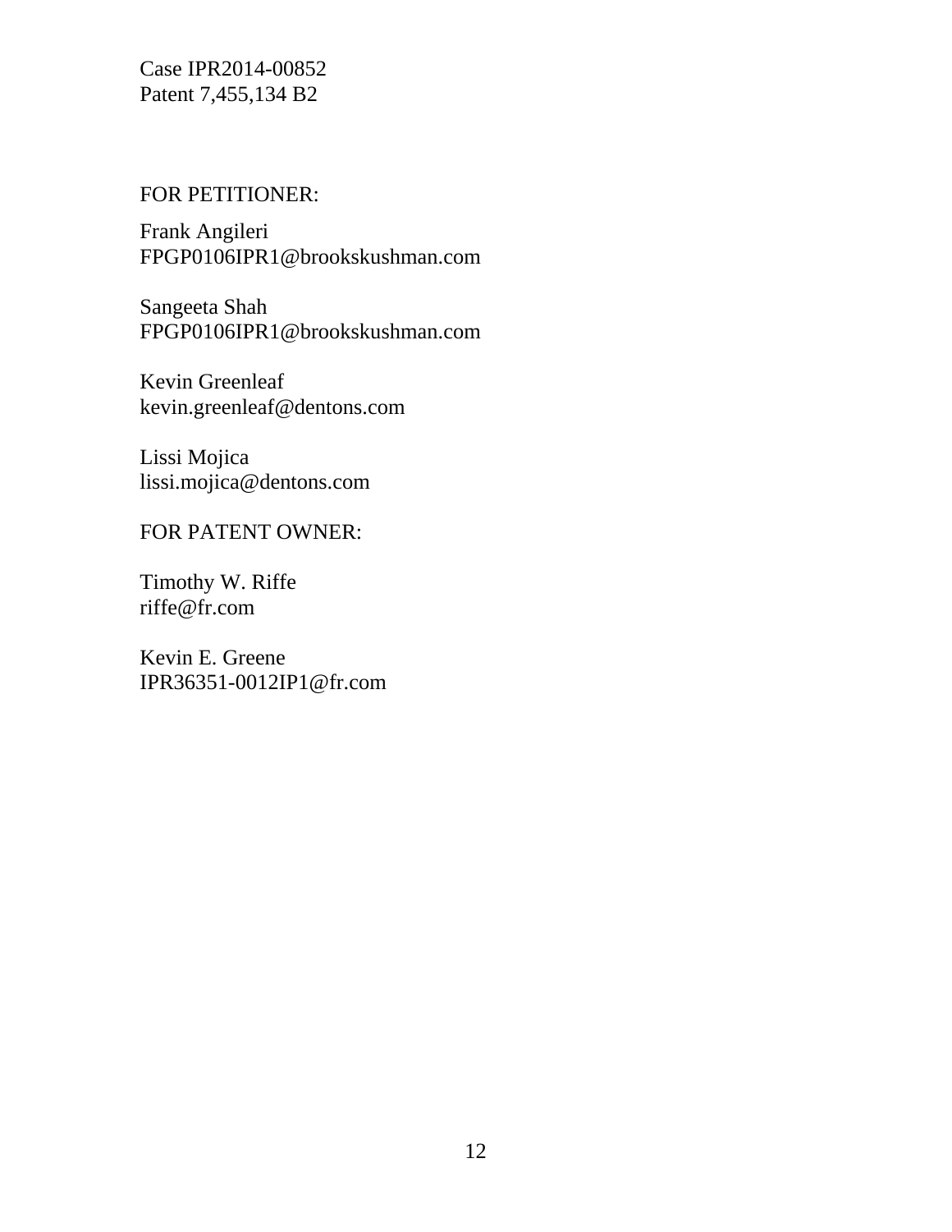Case IPR2014-00852
Patent 7,455,134 B2

FOR PETITIONER:

Frank Angileri
FPGP0106IPR1@brookskushman.com

Sangeeta Shah
FPGP0106IPR1@brookskushman.com

Kevin Greenleaf
kevin.greenleaf@dentons.com

Lissi Mojica
lissi.mojica@dentons.com

FOR PATENT OWNER:

Timothy W. Riffe
riffe@fr.com

Kevin E. Greene
IPR36351-0012IP1@fr.com